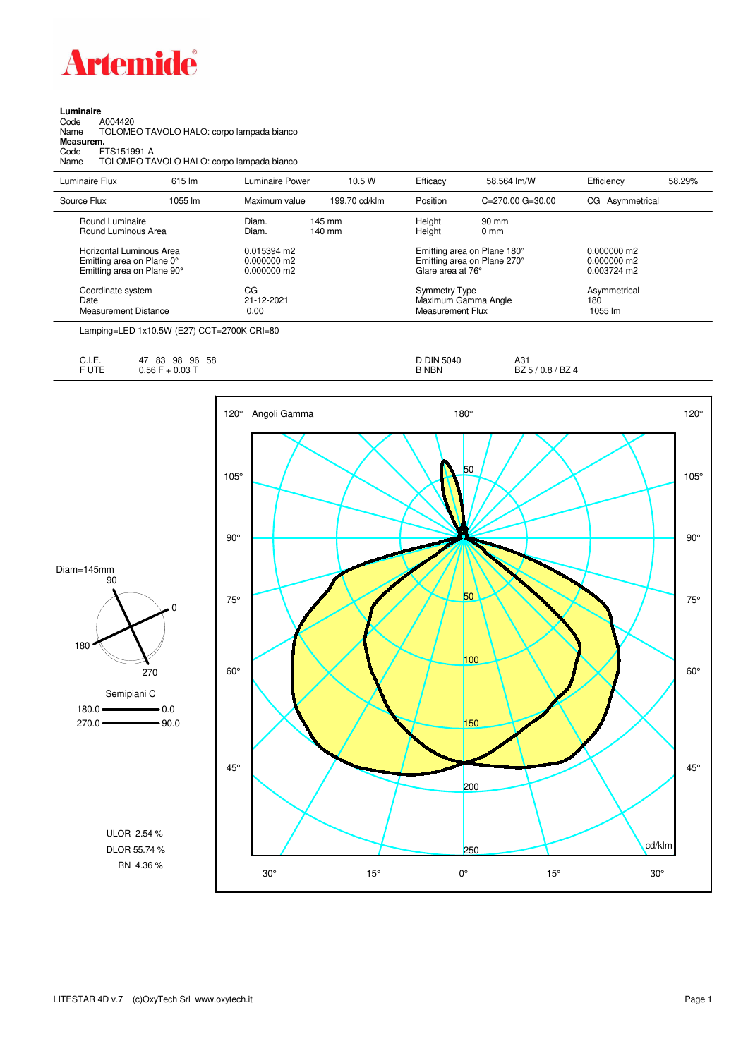# Artemide

**Luminaire**
Code A004420
Name TOLOMEO TAVOLO HALO: corpo lampada bianco
**Measurem.**
Code FTS151991-A
Name TOLOMEO TAVOLO HALO: corpo lampada bianco

| Luminaire Flux | 615 lm | Luminaire Power | 10.5 W | Efficacy | 58.564 lm/W | Efficiency | 58.29% |
|---|---|---|---|---|---|---|---|
| Source Flux | 1055 lm | Maximum value | 199.70 cd/klm | Position | C=270.00 G=30.00 | CG | Asymmetrical |

| | | | |
|---|---|---|---|
| Round Luminaire | Diam. 145 mm | Height | 90 mm |
| Round Luminous Area | Diam. 140 mm | Height | 0 mm |
| Horizontal Luminous Area | 0.015394 m2 | Emitting area on Plane 180° | 0.000000 m2 |
| Emitting area on Plane 0° | 0.000000 m2 | Emitting area on Plane 270° | 0.000000 m2 |
| Emitting area on Plane 90° | 0.000000 m2 | Glare area at 76° | 0.003724 m2 |

| | | | |
|---|---|---|---|
| Coordinate system | CG | Symmetry Type | Asymmetrical |
| Date | 21-12-2021 | Maximum Gamma Angle | 180 |
| Measurement Distance | 0.00 | Measurement Flux | 1055 lm |

Lamping=LED 1x10.5W (E27) CCT=2700K CRI=80

| | | | |
|---|---|---|---|
| C.I.E. | 47 83 98 96 58 | D DIN 5040 | A31 |
| F UTE | 0.56 F + 0.03 T | B NBN | BZ 5 / 0.8 / BZ 4 |

Diam=145mm

Semipiani C
180.0 — 0.0
270.0 — 90.0

ULOR 2.54 %
DLOR 55.74 %
RN 4.36 %

LITESTAR 4D v.7 (c)OxyTech Srl www.oxytech.it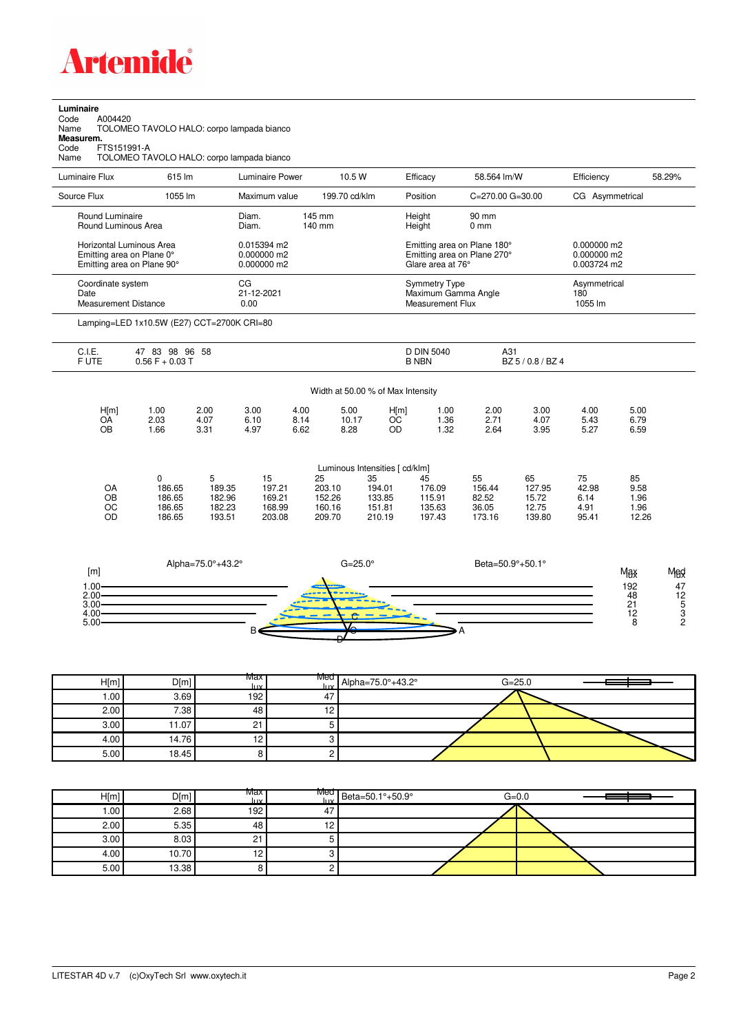Artemide

**Luminaire**
Code A004420
Name TOLOMEO TAVOLO HALO: corpo lampada bianco
**Measurem.**
Code FTS151991-A
Name TOLOMEO TAVOLO HALO: corpo lampada bianco

| | | | | | | | |
|---|---|---|---|---|---|---|---|
| Luminaire Flux | 615 lm | Luminaire Power | 10.5 W | Efficacy | 58.564 lm/W | Efficiency | 58.29% |
| Source Flux | 1055 lm | Maximum value | 199.70 cd/klm | Position | C=270.00 G=30.00 | CG Asymmetrical | |

| | | | | | |
|---|---|---|---|---|---|
| Round Luminaire | Diam. | 145 mm | Height | 90 mm | |
| Round Luminous Area | Diam. | 140 mm | Height | 0 mm | |
| Horizontal Luminous Area | 0.015394 m2 | | Emitting area on Plane 180° | | 0.000000 m2 |
| Emitting area on Plane 0° | 0.000000 m2 | | Emitting area on Plane 270° | | 0.000000 m2 |
| Emitting area on Plane 90° | 0.000000 m2 | | Glare area at 76° | | 0.003724 m2 |
| Coordinate system | CG | | Symmetry Type | | Asymmetrical |
| Date | 21-12-2021 | | Maximum Gamma Angle | | 180 |
| Measurement Distance | 0.00 | | Measurement Flux | | 1055 lm |

Lamping=LED 1x10.5W (E27) CCT=2700K CRI=80

| | | | |
|---|---|---|---|
| C.I.E. | 47 83 98 96 58 | D DIN 5040 | A31 |
| F UTE | 0.56 F + 0.03 T | B NBN | BZ 5 / 0.8 / BZ 4 |

Width at 50.00 % of Max Intensity

| H[m] | 1.00 | 2.00 | 3.00 | 4.00 | 5.00 | H[m] | 1.00 | 2.00 | 3.00 | 4.00 | 5.00 |
|---|---|---|---|---|---|---|---|---|---|---|---|
| OA | 2.03 | 4.07 | 6.10 | 8.14 | 10.17 | OC | 1.36 | 2.71 | 4.07 | 5.43 | 6.79 |
| OB | 1.66 | 3.31 | 4.97 | 6.62 | 8.28 | OD | 1.32 | 2.64 | 3.95 | 5.27 | 6.59 |

Luminous Intensities [ cd/klm]

| | 0 | 5 | 15 | 25 | 35 | 45 | 55 | 65 | 75 | 85 |
|---|---|---|---|---|---|---|---|---|---|---|
| OA | 186.65 | 189.35 | 197.21 | 203.10 | 194.01 | 176.09 | 156.44 | 127.95 | 42.98 | 9.58 |
| OB | 186.65 | 182.96 | 169.21 | 152.26 | 133.85 | 115.91 | 82.52 | 15.72 | 6.14 | 1.96 |
| OC | 186.65 | 182.23 | 168.99 | 160.16 | 151.81 | 135.63 | 36.05 | 12.75 | 4.91 | 1.96 |
| OD | 186.65 | 193.51 | 203.08 | 209.70 | 210.19 | 197.43 | 173.16 | 139.80 | 95.41 | 12.26 |

[m]
Alpha=75.0°+43.2°
G=25.0°
Beta=50.9°+50.1°
1.00 2.00 3.00 4.00 5.00
B C A D
Max lux: 192 48 21 12 8
Med lux: 47 12 5 3 2

| H[m] | D[m] | Max lux | Med lux |
|---|---|---|---|
| 1.00 | 3.69 | 192 | 47 |
| 2.00 | 7.38 | 48 | 12 |
| 3.00 | 11.07 | 21 | 5 |
| 4.00 | 14.76 | 12 | 3 |
| 5.00 | 18.45 | 8 | 2 |

Alpha=75.0°+43.2°
G=25.0

| H[m] | D[m] | Max lux | Med lux |
|---|---|---|---|
| 1.00 | 2.68 | 192 | 47 |
| 2.00 | 5.35 | 48 | 12 |
| 3.00 | 8.03 | 21 | 5 |
| 4.00 | 10.70 | 12 | 3 |
| 5.00 | 13.38 | 8 | 2 |

Beta=50.1°+50.9°
G=0.0

LITESTAR 4D v.7 (c)OxyTech Srl www.oxytech.it